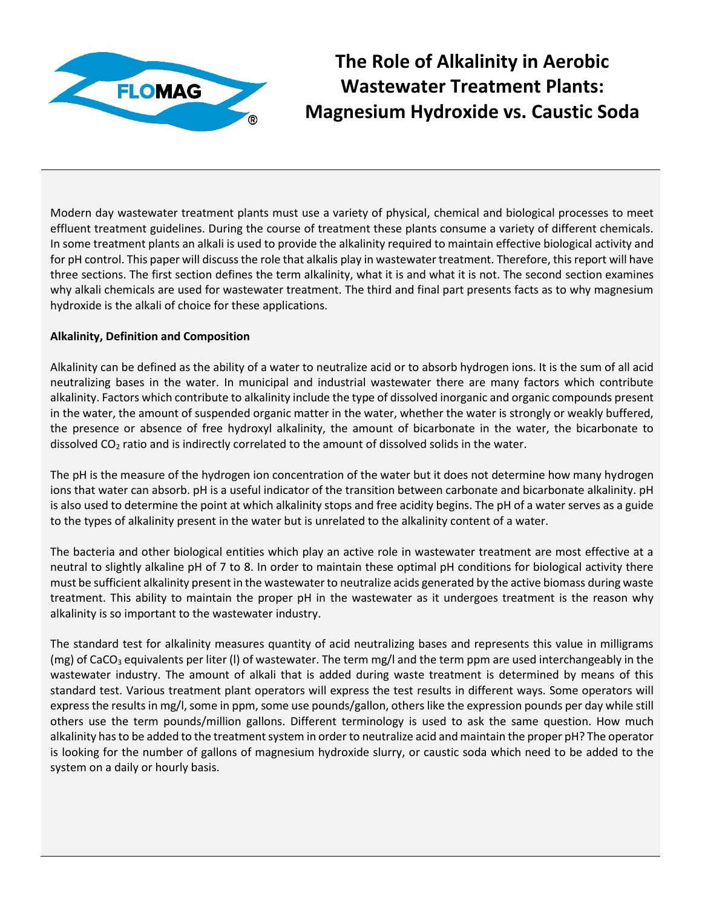# The Role of Alkalinity in Aerobic Wastewater Treatment Plants: Magnesium Hydroxide vs. Caustic Soda

Modern day wastewater treatment plants must use a variety of physical, chemical and biological processes to meet effluent treatment guidelines. During the course of treatment these plants consume a variety of different chemicals. In some treatment plants an alkali is used to provide the alkalinity required to maintain effective biological activity and for pH control. This paper will discuss the role that alkalis play in wastewater treatment. Therefore, this report will have three sections. The first section defines the term alkalinity, what it is and what it is not. The second section examines why alkali chemicals are used for wastewater treatment. The third and final part presents facts as to why magnesium hydroxide is the alkali of choice for these applications.

**Alkalinity, Definition and Composition**

Alkalinity can be defined as the ability of a water to neutralize acid or to absorb hydrogen ions. It is the sum of all acid neutralizing bases in the water. In municipal and industrial wastewater there are many factors which contribute alkalinity. Factors which contribute to alkalinity include the type of dissolved inorganic and organic compounds present in the water, the amount of suspended organic matter in the water, whether the water is strongly or weakly buffered, the presence or absence of free hydroxyl alkalinity, the amount of bicarbonate in the water, the bicarbonate to dissolved $CO_2$ ratio and is indirectly correlated to the amount of dissolved solids in the water.

The pH is the measure of the hydrogen ion concentration of the water but it does not determine how many hydrogen ions that water can absorb. pH is a useful indicator of the transition between carbonate and bicarbonate alkalinity. pH is also used to determine the point at which alkalinity stops and free acidity begins. The pH of a water serves as a guide to the types of alkalinity present in the water but is unrelated to the alkalinity content of a water.

The bacteria and other biological entities which play an active role in wastewater treatment are most effective at a neutral to slightly alkaline pH of 7 to 8. In order to maintain these optimal pH conditions for biological activity there must be sufficient alkalinity present in the wastewater to neutralize acids generated by the active biomass during waste treatment. This ability to maintain the proper pH in the wastewater as it undergoes treatment is the reason why alkalinity is so important to the wastewater industry.

The standard test for alkalinity measures quantity of acid neutralizing bases and represents this value in milligrams (mg) of $CaCO_3$ equivalents per liter (l) of wastewater. The term mg/l and the term ppm are used interchangeably in the wastewater industry. The amount of alkali that is added during waste treatment is determined by means of this standard test. Various treatment plant operators will express the test results in different ways. Some operators will express the results in mg/l, some in ppm, some use pounds/gallon, others like the expression pounds per day while still others use the term pounds/million gallons. Different terminology is used to ask the same question. How much alkalinity has to be added to the treatment system in order to neutralize acid and maintain the proper pH? The operator is looking for the number of gallons of magnesium hydroxide slurry, or caustic soda which need to be added to the system on a daily or hourly basis.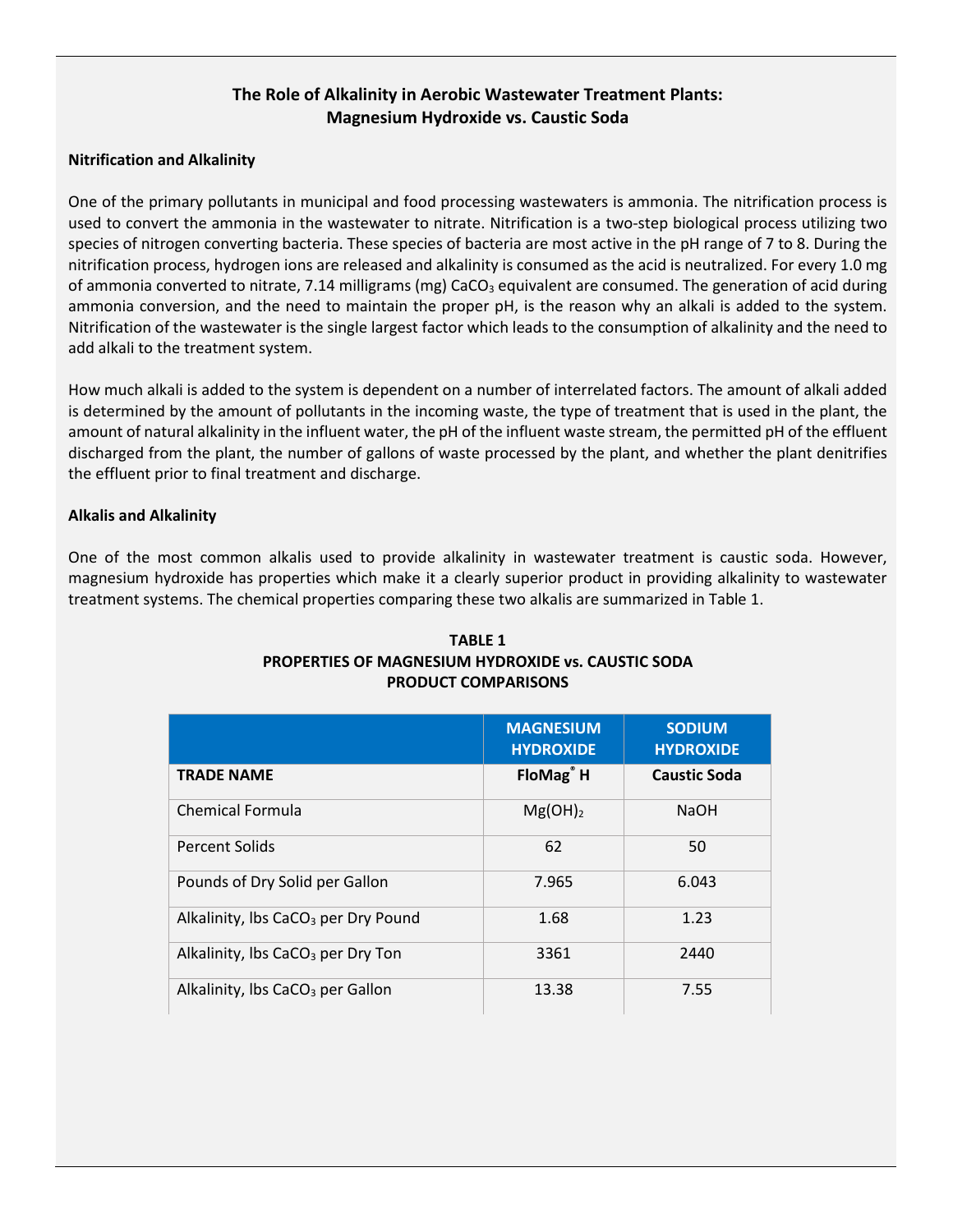## The Role of Alkalinity in Aerobic Wastewater Treatment Plants: Magnesium Hydroxide vs. Caustic Soda

### Nitrification and Alkalinity

One of the primary pollutants in municipal and food processing wastewaters is ammonia. The nitrification process is used to convert the ammonia in the wastewater to nitrate. Nitrification is a two-step biological process utilizing two species of nitrogen converting bacteria. These species of bacteria are most active in the pH range of 7 to 8. During the nitrification process, hydrogen ions are released and alkalinity is consumed as the acid is neutralized. For every 1.0 mg of ammonia converted to nitrate, 7.14 milligrams (mg) $CaCO_3$ equivalent are consumed. The generation of acid during ammonia conversion, and the need to maintain the proper pH, is the reason why an alkali is added to the system. Nitrification of the wastewater is the single largest factor which leads to the consumption of alkalinity and the need to add alkali to the treatment system.

How much alkali is added to the system is dependent on a number of interrelated factors. The amount of alkali added is determined by the amount of pollutants in the incoming waste, the type of treatment that is used in the plant, the amount of natural alkalinity in the influent water, the pH of the influent waste stream, the permitted pH of the effluent discharged from the plant, the number of gallons of waste processed by the plant, and whether the plant denitrifies the effluent prior to final treatment and discharge.

### Alkalis and Alkalinity

One of the most common alkalis used to provide alkalinity in wastewater treatment is caustic soda. However, magnesium hydroxide has properties which make it a clearly superior product in providing alkalinity to wastewater treatment systems. The chemical properties comparing these two alkalis are summarized in Table 1.

**TABLE 1**
**PROPERTIES OF MAGNESIUM HYDROXIDE vs. CAUSTIC SODA**
**PRODUCT COMPARISONS**

| | MAGNESIUM HYDROXIDE | SODIUM HYDROXIDE |
|---|---|---|
| **TRADE NAME** | **FloMag® H** | **Caustic Soda** |
| Chemical Formula | $Mg(OH)_2$ | NaOH |
| Percent Solids | 62 | 50 |
| Pounds of Dry Solid per Gallon | 7.965 | 6.043 |
| Alkalinity, lbs $CaCO_3$ per Dry Pound | 1.68 | 1.23 |
| Alkalinity, lbs $CaCO_3$ per Dry Ton | 3361 | 2440 |
| Alkalinity, lbs $CaCO_3$ per Gallon | 13.38 | 7.55 |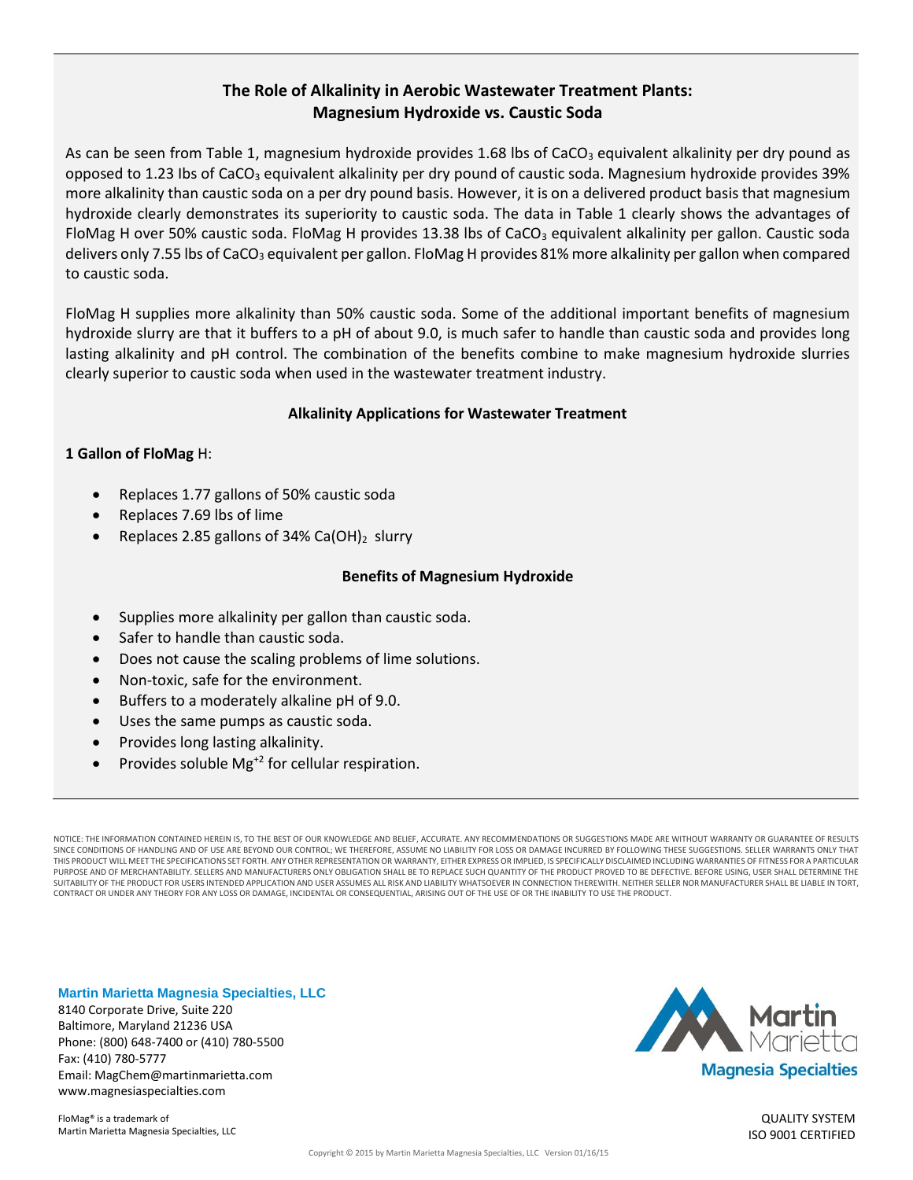## The Role of Alkalinity in Aerobic Wastewater Treatment Plants: Magnesium Hydroxide vs. Caustic Soda

As can be seen from Table 1, magnesium hydroxide provides 1.68 lbs of $CaCO_3$ equivalent alkalinity per dry pound as opposed to 1.23 lbs of $CaCO_3$ equivalent alkalinity per dry pound of caustic soda. Magnesium hydroxide provides 39% more alkalinity than caustic soda on a per dry pound basis. However, it is on a delivered product basis that magnesium hydroxide clearly demonstrates its superiority to caustic soda. The data in Table 1 clearly shows the advantages of FloMag H over 50% caustic soda. FloMag H provides 13.38 lbs of $CaCO_3$ equivalent alkalinity per gallon. Caustic soda delivers only 7.55 lbs of $CaCO_3$ equivalent per gallon. FloMag H provides 81% more alkalinity per gallon when compared to caustic soda.

FloMag H supplies more alkalinity than 50% caustic soda. Some of the additional important benefits of magnesium hydroxide slurry are that it buffers to a pH of about 9.0, is much safer to handle than caustic soda and provides long lasting alkalinity and pH control. The combination of the benefits combine to make magnesium hydroxide slurries clearly superior to caustic soda when used in the wastewater treatment industry.

### Alkalinity Applications for Wastewater Treatment

**1 Gallon of FloMag** H:

- Replaces 1.77 gallons of 50% caustic soda
- Replaces 7.69 lbs of lime
- Replaces 2.85 gallons of 34% $Ca(OH)_2$ slurry

### Benefits of Magnesium Hydroxide

- Supplies more alkalinity per gallon than caustic soda.
- Safer to handle than caustic soda.
- Does not cause the scaling problems of lime solutions.
- Non-toxic, safe for the environment.
- Buffers to a moderately alkaline pH of 9.0.
- Uses the same pumps as caustic soda.
- Provides long lasting alkalinity.
- Provides soluble $Mg^{+2}$ for cellular respiration.

NOTICE: THE INFORMATION CONTAINED HEREIN IS, TO THE BEST OF OUR KNOWLEDGE AND BELIEF, ACCURATE. ANY RECOMMENDATIONS OR SUGGESTIONS MADE ARE WITHOUT WARRANTY OR GUARANTEE OF RESULTS SINCE CONDITIONS OF HANDLING AND OF USE ARE BEYOND OUR CONTROL; WE THEREFORE, ASSUME NO LIABILITY FOR LOSS OR DAMAGE INCURRED BY FOLLOWING THESE SUGGESTIONS. SELLER WARRANTS ONLY THAT THIS PRODUCT WILL MEET THE SPECIFICATIONS SET FORTH. ANY OTHER REPRESENTATION OR WARRANTY, EITHER EXPRESS OR IMPLIED, IS SPECIFICALLY DISCLAIMED INCLUDING WARRANTIES OF FITNESS FOR A PARTICULAR PURPOSE AND OF MERCHANTABILITY. SELLERS AND MANUFACTURERS ONLY OBLIGATION SHALL BE TO REPLACE SUCH QUANTITY OF THE PRODUCT PROVED TO BE DEFECTIVE. BEFORE USING, USER SHALL DETERMINE THE SUITABILITY OF THE PRODUCT FOR USERS INTENDED APPLICATION AND USER ASSUMES ALL RISK AND LIABILITY WHATSOEVER IN CONNECTION THEREWITH. NEITHER SELLER NOR MANUFACTURER SHALL BE LIABLE IN TORT, CONTRACT OR UNDER ANY THEORY FOR ANY LOSS OR DAMAGE, INCIDENTAL OR CONSEQUENTIAL, ARISING OUT OF THE USE OF OR THE INABILITY TO USE THE PRODUCT.

**Martin Marietta Magnesia Specialties, LLC**
8140 Corporate Drive, Suite 220
Baltimore, Maryland 21236 USA
Phone: (800) 648-7400 or (410) 780-5500
Fax: (410) 780-5777
Email: MagChem@martinmarietta.com
www.magnesiaspecialties.com

Martin Marietta Magnesia Specialties

FloMag® is a trademark of
Martin Marietta Magnesia Specialties, LLC

QUALITY SYSTEM
ISO 9001 CERTIFIED

Copyright © 2015 by Martin Marietta Magnesia Specialties, LLC Version 01/16/15